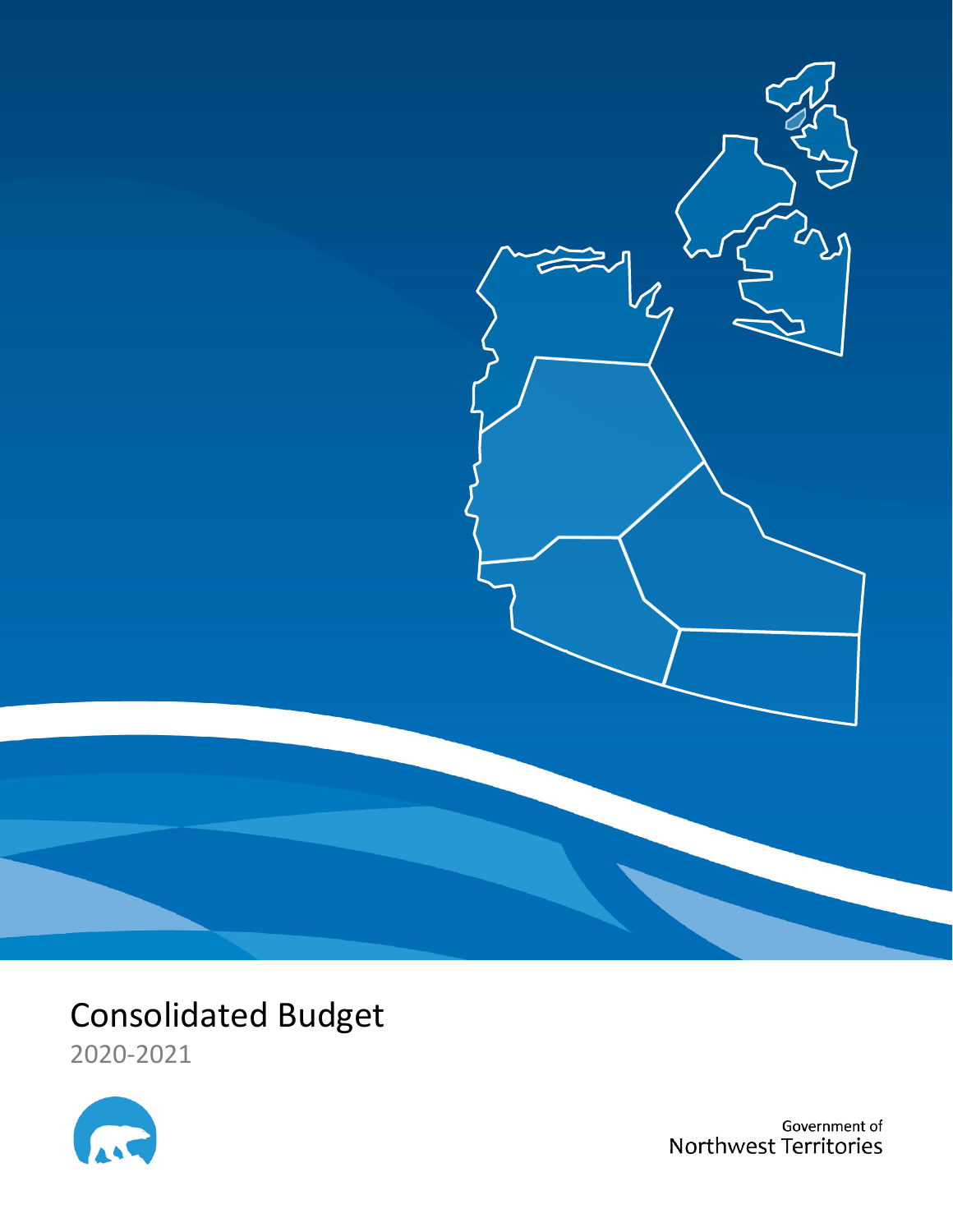# Consolidated Budget

2020-2021

Government of Northwest Territories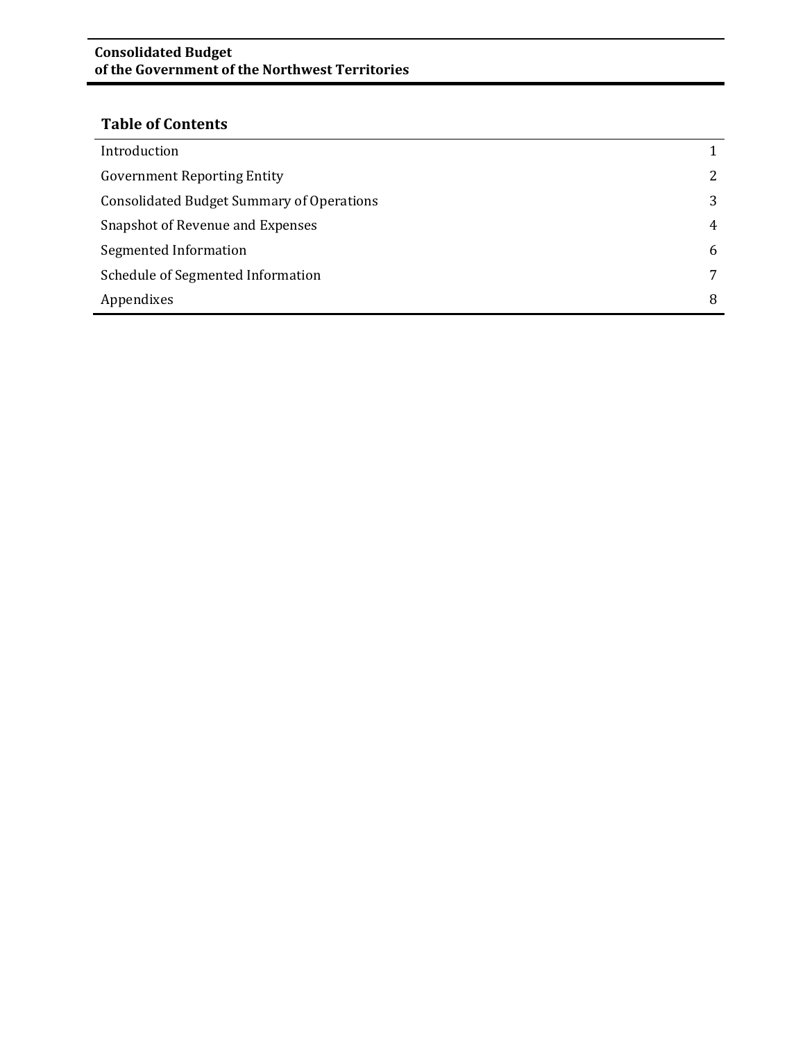# Consolidated Budget
# of the Government of the Northwest Territories

## Table of Contents

| | |
|---|---|
| Introduction | 1 |
| Government Reporting Entity | 2 |
| Consolidated Budget Summary of Operations | 3 |
| Snapshot of Revenue and Expenses | 4 |
| Segmented Information | 6 |
| Schedule of Segmented Information | 7 |
| Appendixes | 8 |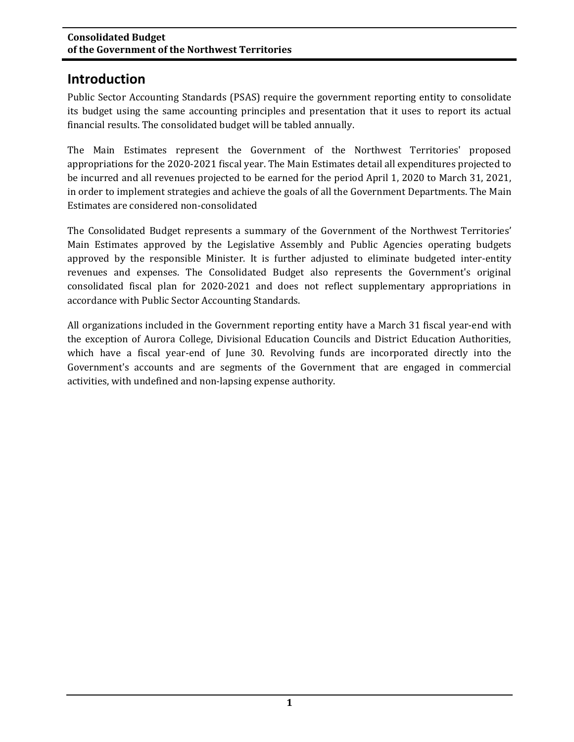## Introduction

Public Sector Accounting Standards (PSAS) require the government reporting entity to consolidate its budget using the same accounting principles and presentation that it uses to report its actual financial results. The consolidated budget will be tabled annually.

The Main Estimates represent the Government of the Northwest Territories' proposed appropriations for the 2020-2021 fiscal year. The Main Estimates detail all expenditures projected to be incurred and all revenues projected to be earned for the period April 1, 2020 to March 31, 2021, in order to implement strategies and achieve the goals of all the Government Departments. The Main Estimates are considered non-consolidated

The Consolidated Budget represents a summary of the Government of the Northwest Territories' Main Estimates approved by the Legislative Assembly and Public Agencies operating budgets approved by the responsible Minister. It is further adjusted to eliminate budgeted inter-entity revenues and expenses. The Consolidated Budget also represents the Government's original consolidated fiscal plan for 2020-2021 and does not reflect supplementary appropriations in accordance with Public Sector Accounting Standards.

All organizations included in the Government reporting entity have a March 31 fiscal year-end with the exception of Aurora College, Divisional Education Councils and District Education Authorities, which have a fiscal year-end of June 30. Revolving funds are incorporated directly into the Government's accounts and are segments of the Government that are engaged in commercial activities, with undefined and non-lapsing expense authority.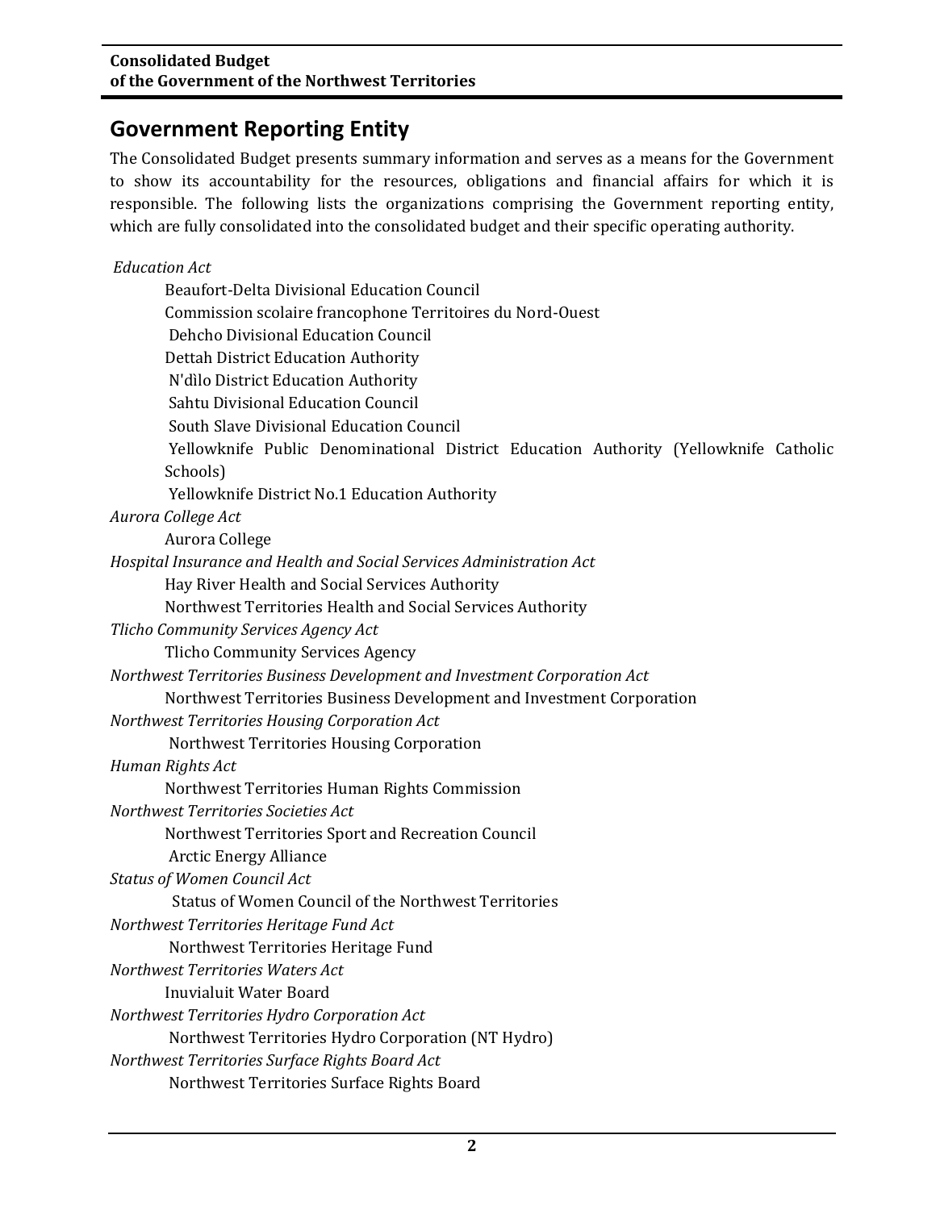## Government Reporting Entity

The Consolidated Budget presents summary information and serves as a means for the Government to show its accountability for the resources, obligations and financial affairs for which it is responsible. The following lists the organizations comprising the Government reporting entity, which are fully consolidated into the consolidated budget and their specific operating authority.

*Education Act*

- Beaufort-Delta Divisional Education Council
- Commission scolaire francophone Territoires du Nord-Ouest
- Dehcho Divisional Education Council
- Dettah District Education Authority
- N'dìlo District Education Authority
- Sahtu Divisional Education Council
- South Slave Divisional Education Council
- Yellowknife Public Denominational District Education Authority (Yellowknife Catholic Schools)
- Yellowknife District No.1 Education Authority

*Aurora College Act*

- Aurora College

*Hospital Insurance and Health and Social Services Administration Act*

- Hay River Health and Social Services Authority
- Northwest Territories Health and Social Services Authority

*Tlicho Community Services Agency Act*

- Tlicho Community Services Agency

*Northwest Territories Business Development and Investment Corporation Act*

- Northwest Territories Business Development and Investment Corporation

*Northwest Territories Housing Corporation Act*

- Northwest Territories Housing Corporation

*Human Rights Act*

- Northwest Territories Human Rights Commission

*Northwest Territories Societies Act*

- Northwest Territories Sport and Recreation Council
- Arctic Energy Alliance

*Status of Women Council Act*

- Status of Women Council of the Northwest Territories

*Northwest Territories Heritage Fund Act*

- Northwest Territories Heritage Fund

*Northwest Territories Waters Act*

- Inuvialuit Water Board

*Northwest Territories Hydro Corporation Act*

- Northwest Territories Hydro Corporation (NT Hydro)

*Northwest Territories Surface Rights Board Act*

- Northwest Territories Surface Rights Board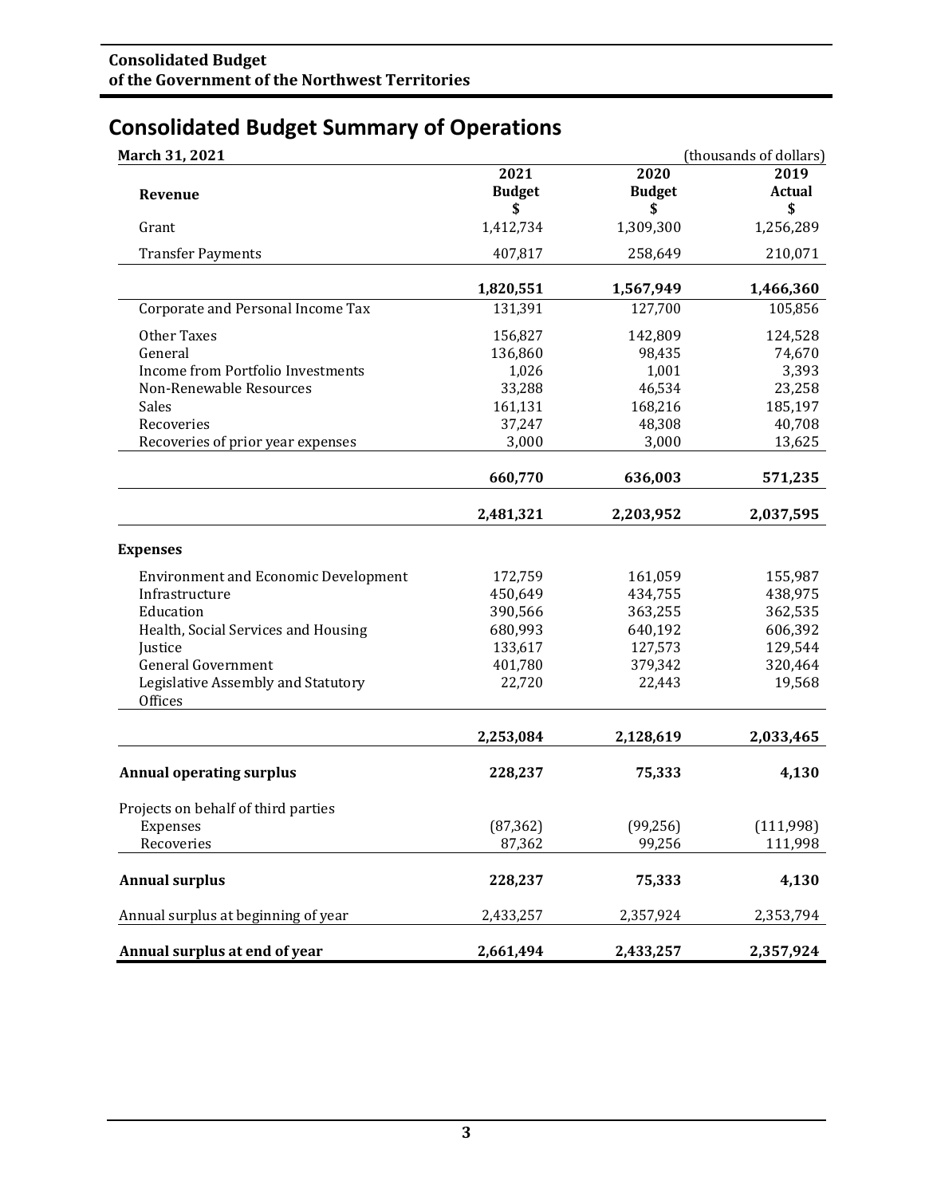**Consolidated Budget**
**of the Government of the Northwest Territories**

# Consolidated Budget Summary of Operations

**March 31, 2021** (thousands of dollars)

| **Revenue** | **2021 Budget $** | **2020 Budget $** | **2019 Actual $** |
|---|---|---|---|
| Grant | 1,412,734 | 1,309,300 | 1,256,289 |
| Transfer Payments | 407,817 | 258,649 | 210,071 |
| | **1,820,551** | **1,567,949** | **1,466,360** |
| Corporate and Personal Income Tax | 131,391 | 127,700 | 105,856 |
| Other Taxes | 156,827 | 142,809 | 124,528 |
| General | 136,860 | 98,435 | 74,670 |
| Income from Portfolio Investments | 1,026 | 1,001 | 3,393 |
| Non-Renewable Resources | 33,288 | 46,534 | 23,258 |
| Sales | 161,131 | 168,216 | 185,197 |
| Recoveries | 37,247 | 48,308 | 40,708 |
| Recoveries of prior year expenses | 3,000 | 3,000 | 13,625 |
| | **660,770** | **636,003** | **571,235** |
| | **2,481,321** | **2,203,952** | **2,037,595** |
| **Expenses** | | | |
| Environment and Economic Development | 172,759 | 161,059 | 155,987 |
| Infrastructure | 450,649 | 434,755 | 438,975 |
| Education | 390,566 | 363,255 | 362,535 |
| Health, Social Services and Housing | 680,993 | 640,192 | 606,392 |
| Justice | 133,617 | 127,573 | 129,544 |
| General Government | 401,780 | 379,342 | 320,464 |
| Legislative Assembly and Statutory Offices | 22,720 | 22,443 | 19,568 |
| | **2,253,084** | **2,128,619** | **2,033,465** |
| **Annual operating surplus** | **228,237** | **75,333** | **4,130** |
| Projects on behalf of third parties | | | |
| Expenses | (87,362) | (99,256) | (111,998) |
| Recoveries | 87,362 | 99,256 | 111,998 |
| **Annual surplus** | **228,237** | **75,333** | **4,130** |
| Annual surplus at beginning of year | 2,433,257 | 2,357,924 | 2,353,794 |
| **Annual surplus at end of year** | **2,661,494** | **2,433,257** | **2,357,924** |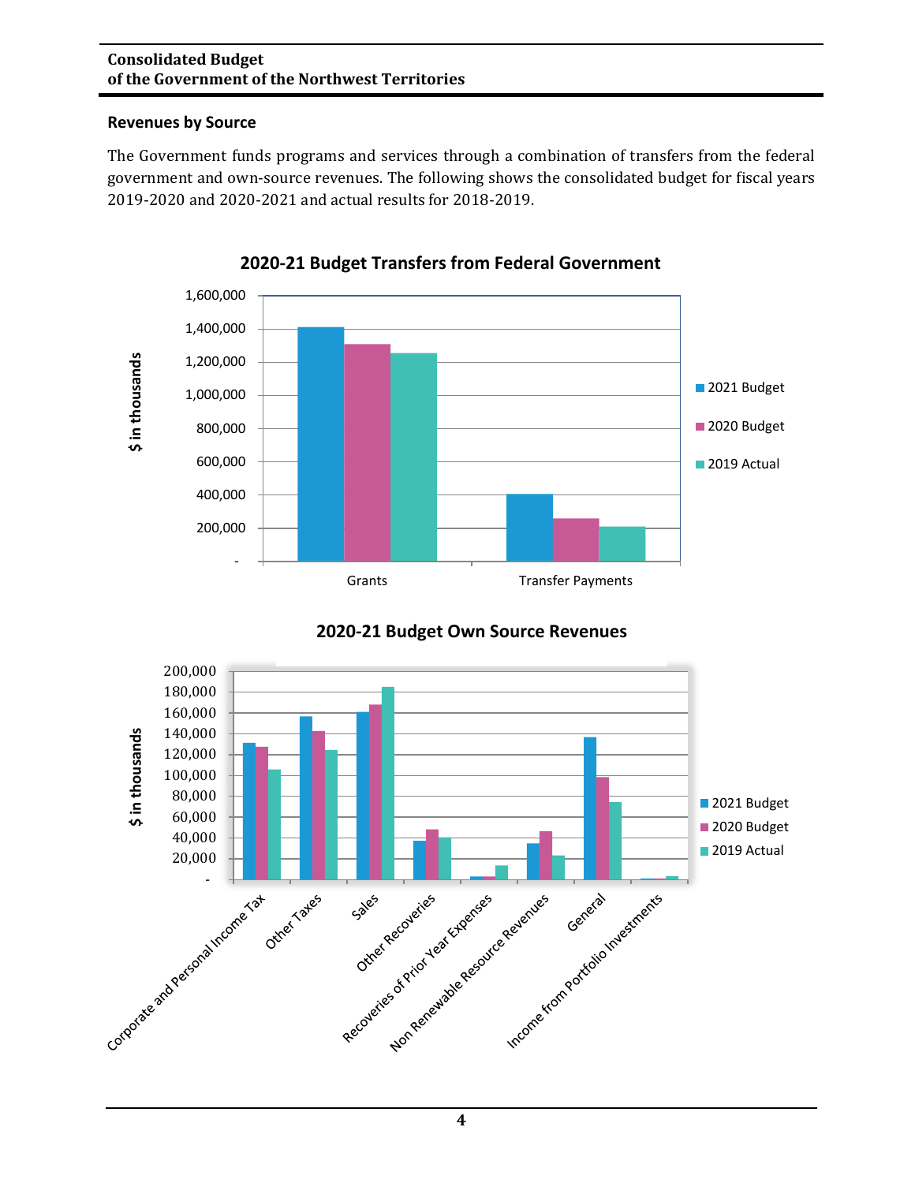## Revenues by Source

The Government funds programs and services through a combination of transfers from the federal government and own-source revenues. The following shows the consolidated budget for fiscal years 2019-2020 and 2020-2021 and actual results for 2018-2019.

**2020-21 Budget Transfers from Federal Government**

**2020-21 Budget Own Source Revenues**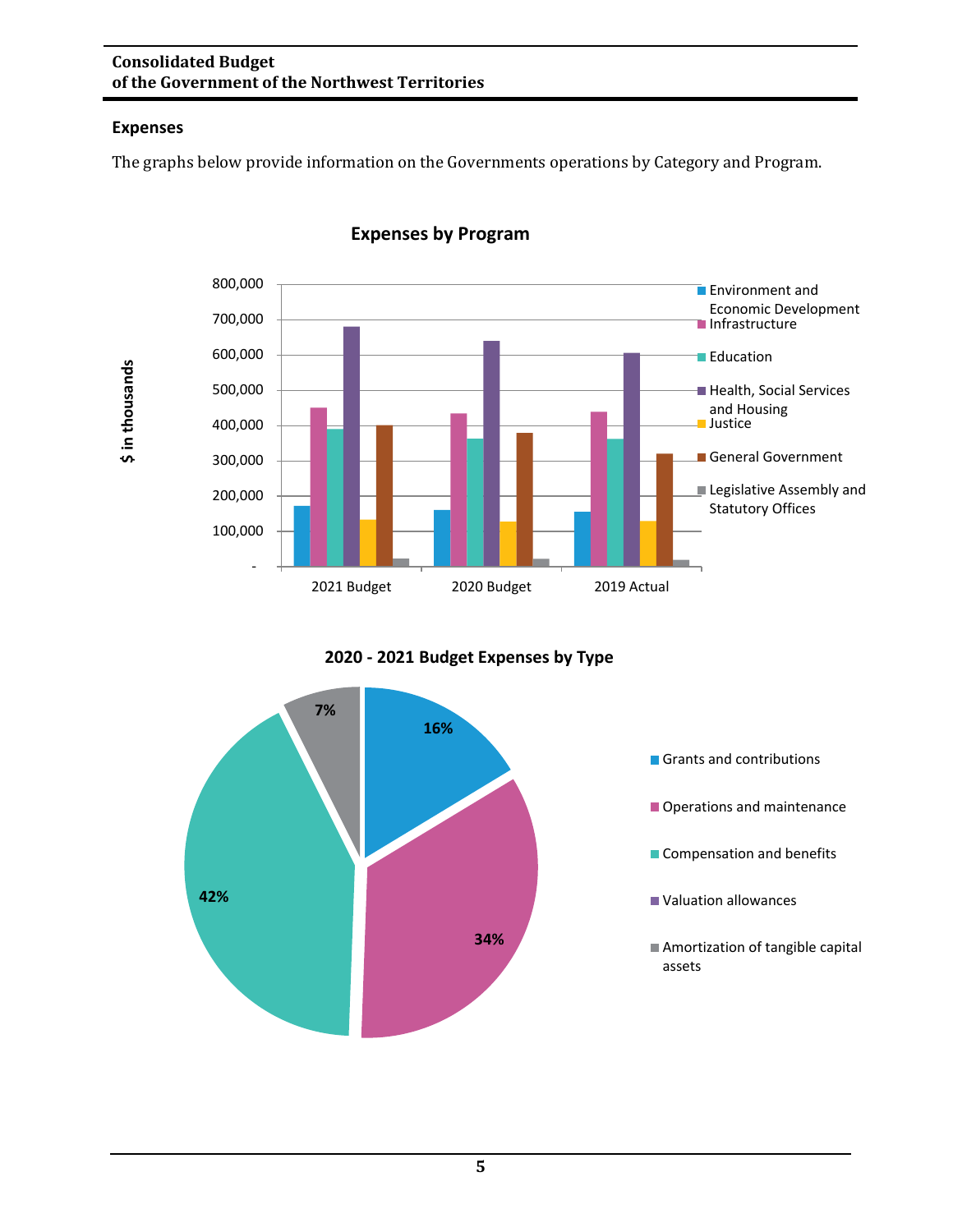## Expenses

The graphs below provide information on the Governments operations by Category and Program.

**Expenses by Program**

**2020 - 2021 Budget Expenses by Type**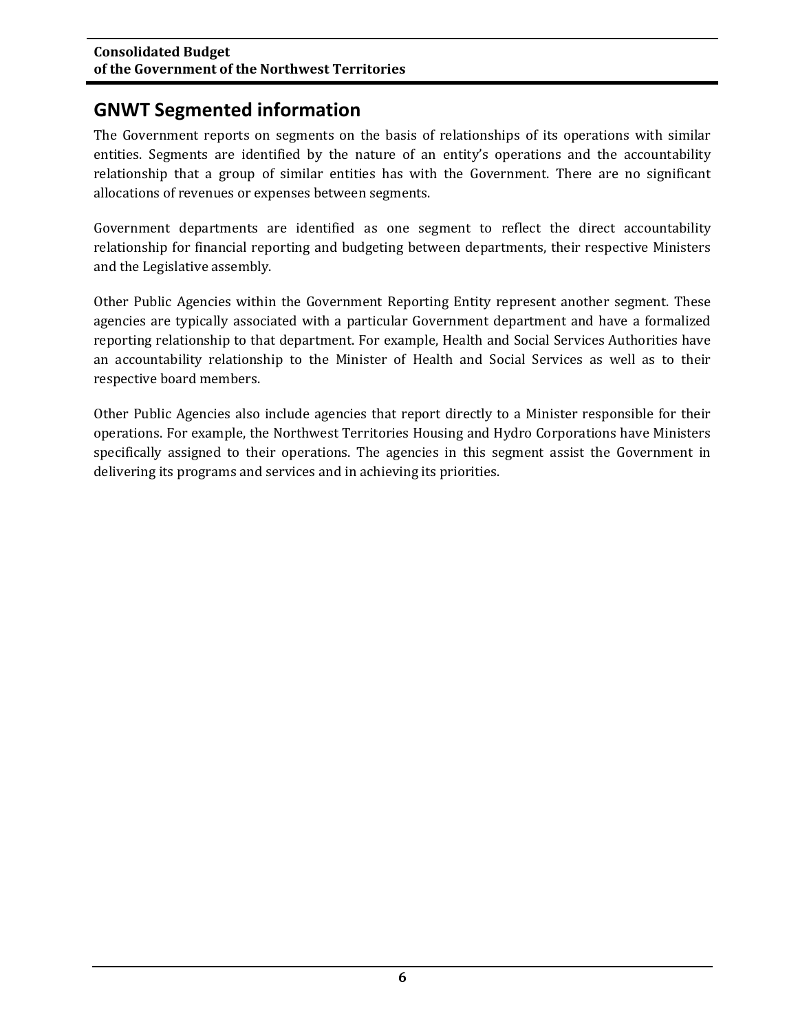## GNWT Segmented information

The Government reports on segments on the basis of relationships of its operations with similar entities. Segments are identified by the nature of an entity's operations and the accountability relationship that a group of similar entities has with the Government. There are no significant allocations of revenues or expenses between segments.

Government departments are identified as one segment to reflect the direct accountability relationship for financial reporting and budgeting between departments, their respective Ministers and the Legislative assembly.

Other Public Agencies within the Government Reporting Entity represent another segment. These agencies are typically associated with a particular Government department and have a formalized reporting relationship to that department. For example, Health and Social Services Authorities have an accountability relationship to the Minister of Health and Social Services as well as to their respective board members.

Other Public Agencies also include agencies that report directly to a Minister responsible for their operations. For example, the Northwest Territories Housing and Hydro Corporations have Ministers specifically assigned to their operations. The agencies in this segment assist the Government in delivering its programs and services and in achieving its priorities.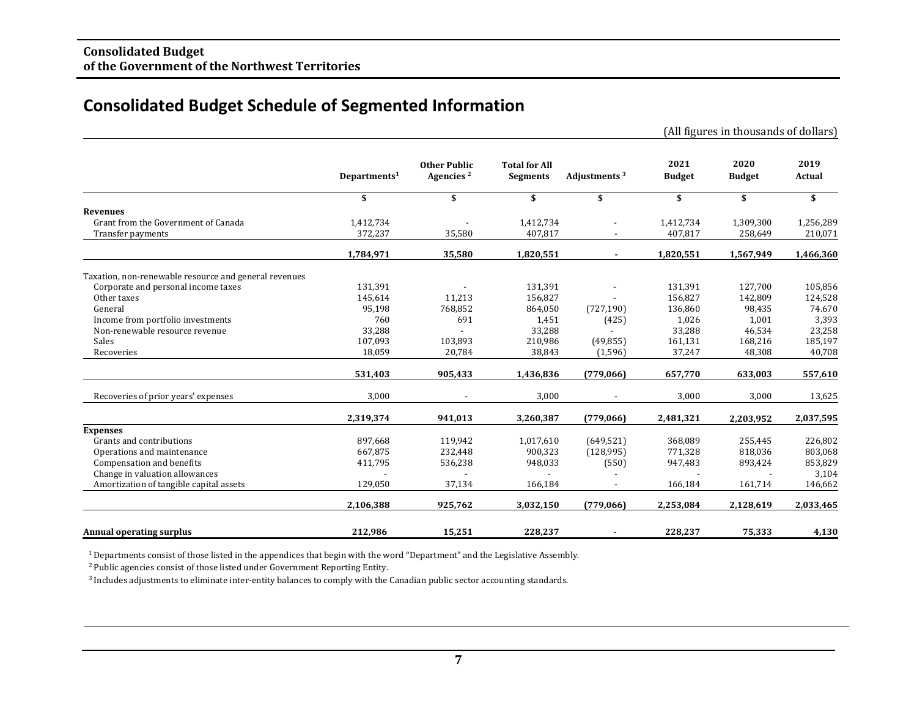**Consolidated Budget**
**of the Government of the Northwest Territories**

# Consolidated Budget Schedule of Segmented Information

(All figures in thousands of dollars)

| | Departments[1] | Other Public Agencies [2] | Total for All Segments | Adjustments [3] | 2021 Budget | 2020 Budget | 2019 Actual |
|---|---|---|---|---|---|---|---|
| | $ | $ | $ | $ | $ | $ | $ |
| **Revenues** | | | | | | | |
| Grant from the Government of Canada | 1,412,734 | - | 1,412,734 | - | 1,412,734 | 1,309,300 | 1,256,289 |
| Transfer payments | 372,237 | 35,580 | 407,817 | - | 407,817 | 258,649 | 210,071 |
| | **1,784,971** | **35,580** | **1,820,551** | **-** | **1,820,551** | **1,567,949** | **1,466,360** |
| Taxation, non-renewable resource and general revenues | | | | | | | |
| Corporate and personal income taxes | 131,391 | - | 131,391 | - | 131,391 | 127,700 | 105,856 |
| Other taxes | 145,614 | 11,213 | 156,827 | - | 156,827 | 142,809 | 124,528 |
| General | 95,198 | 768,852 | 864,050 | (727,190) | 136,860 | 98,435 | 74.670 |
| Income from portfolio investments | 760 | 691 | 1,451 | (425) | 1,026 | 1,001 | 3,393 |
| Non-renewable resource revenue | 33,288 | - | 33,288 | - | 33,288 | 46,534 | 23,258 |
| Sales | 107,093 | 103,893 | 210,986 | (49,855) | 161,131 | 168,216 | 185,197 |
| Recoveries | 18,059 | 20,784 | 38,843 | (1,596) | 37,247 | 48,308 | 40,708 |
| | **531,403** | **905,433** | **1,436,836** | **(779,066)** | **657,770** | **633,003** | **557,610** |
| Recoveries of prior years' expenses | 3,000 | - | 3,000 | - | 3,000 | 3,000 | 13,625 |
| | **2,319,374** | **941,013** | **3,260,387** | **(779,066)** | **2,481,321** | **2,203,952** | **2,037,595** |
| **Expenses** | | | | | | | |
| Grants and contributions | 897,668 | 119,942 | 1,017,610 | (649,521) | 368,089 | 255,445 | 226,802 |
| Operations and maintenance | 667,875 | 232,448 | 900,323 | (128,995) | 771,328 | 818,036 | 803,068 |
| Compensation and benefits | 411,795 | 536,238 | 948,033 | (550) | 947,483 | 893,424 | 853,829 |
| Change in valuation allowances | - | - | - | - | - | - | 3,104 |
| Amortization of tangible capital assets | 129,050 | 37,134 | 166,184 | - | 166,184 | 161,714 | 146,662 |
| | **2,106,388** | **925,762** | **3,032,150** | **(779,066)** | **2,253,084** | **2,128,619** | **2,033,465** |
| **Annual operating surplus** | **212,986** | **15,251** | **228,237** | **-** | **228,237** | **75,333** | **4,130** |

[1] Departments consist of those listed in the appendices that begin with the word "Department" and the Legislative Assembly.

[2] Public agencies consist of those listed under Government Reporting Entity.

[3] Includes adjustments to eliminate inter-entity balances to comply with the Canadian public sector accounting standards.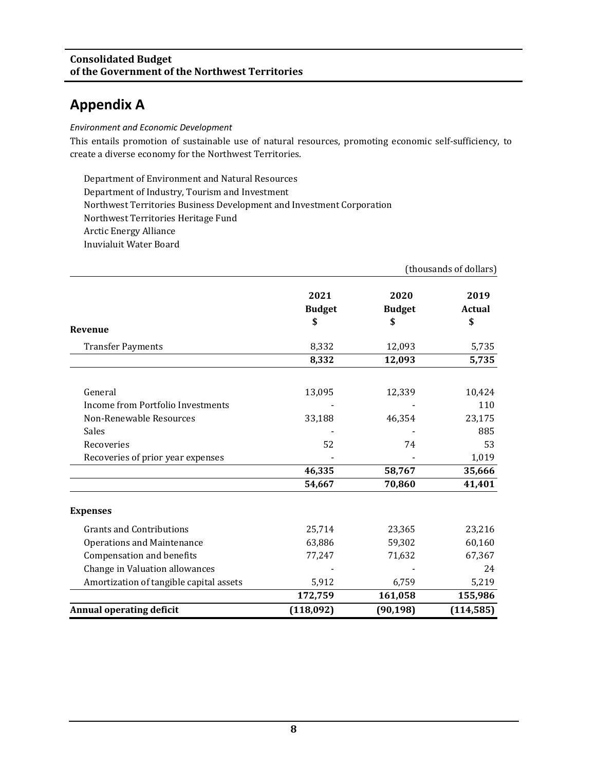# Appendix A

*Environment and Economic Development*

This entails promotion of sustainable use of natural resources, promoting economic self-sufficiency, to create a diverse economy for the Northwest Territories.

Department of Environment and Natural Resources
Department of Industry, Tourism and Investment
Northwest Territories Business Development and Investment Corporation
Northwest Territories Heritage Fund
Arctic Energy Alliance
Inuvialuit Water Board

(thousands of dollars)

| | 2021 Budget $ | 2020 Budget $ | 2019 Actual $ |
|---|---|---|---|
| **Revenue** | | | |
| Transfer Payments | 8,332 | 12,093 | 5,735 |
| | **8,332** | **12,093** | **5,735** |
| General | 13,095 | 12,339 | 10,424 |
| Income from Portfolio Investments | - | - | 110 |
| Non-Renewable Resources | 33,188 | 46,354 | 23,175 |
| Sales | - | - | 885 |
| Recoveries | 52 | 74 | 53 |
| Recoveries of prior year expenses | - | - | 1,019 |
| | **46,335** | **58,767** | **35,666** |
| | **54,667** | **70,860** | **41,401** |
| **Expenses** | | | |
| Grants and Contributions | 25,714 | 23,365 | 23,216 |
| Operations and Maintenance | 63,886 | 59,302 | 60,160 |
| Compensation and benefits | 77,247 | 71,632 | 67,367 |
| Change in Valuation allowances | - | - | 24 |
| Amortization of tangible capital assets | 5,912 | 6,759 | 5,219 |
| | **172,759** | **161,058** | **155,986** |
| **Annual operating deficit** | **(118,092)** | **(90,198)** | **(114,585)** |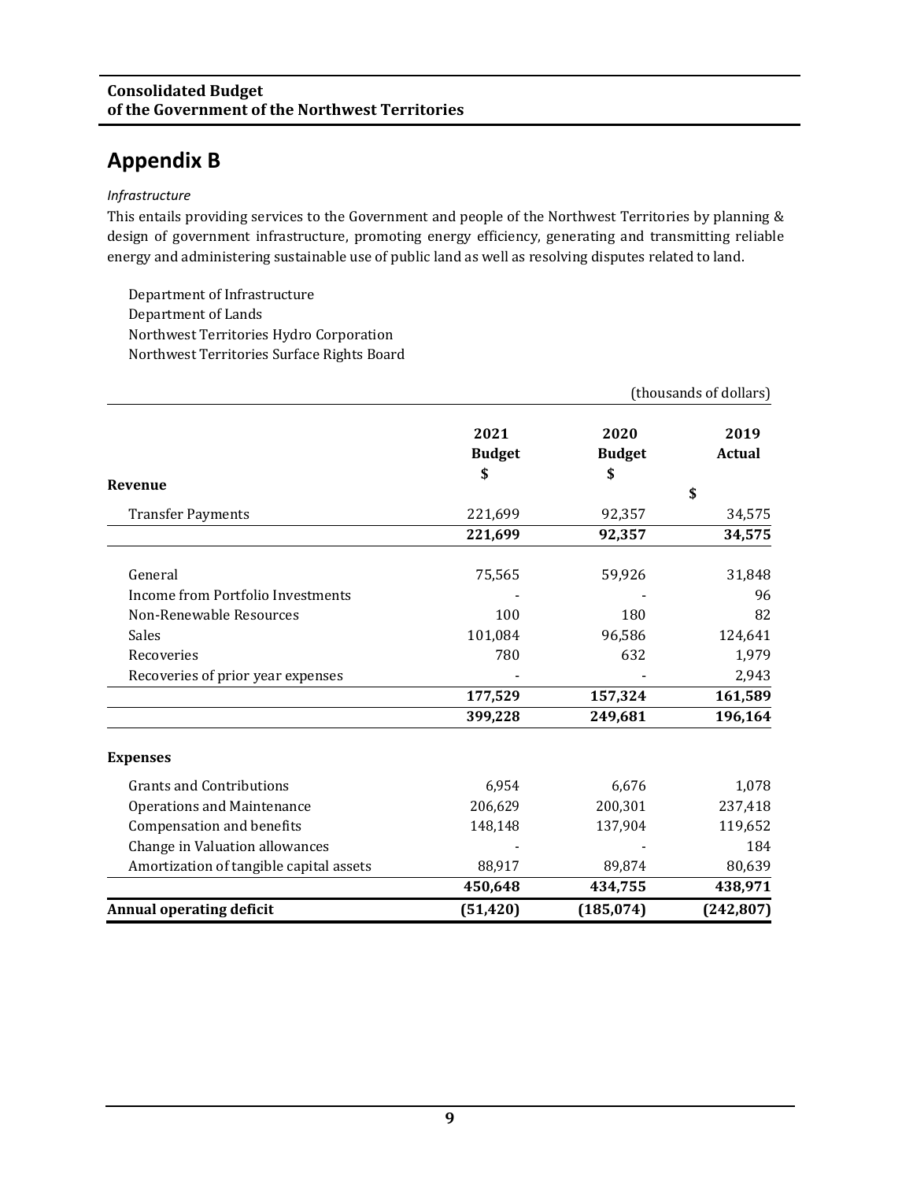**Consolidated Budget**
**of the Government of the Northwest Territories**

# Appendix B

*Infrastructure*

This entails providing services to the Government and people of the Northwest Territories by planning & design of government infrastructure, promoting energy efficiency, generating and transmitting reliable energy and administering sustainable use of public land as well as resolving disputes related to land.

Department of Infrastructure
Department of Lands
Northwest Territories Hydro Corporation
Northwest Territories Surface Rights Board

(thousands of dollars)

| | 2021 Budget $ | 2020 Budget $ | 2019 Actual $ |
|---|---|---|---|
| **Revenue** | | | |
| Transfer Payments | 221,699 | 92,357 | 34,575 |
| | **221,699** | **92,357** | **34,575** |
| General | 75,565 | 59,926 | 31,848 |
| Income from Portfolio Investments | - | - | 96 |
| Non-Renewable Resources | 100 | 180 | 82 |
| Sales | 101,084 | 96,586 | 124,641 |
| Recoveries | 780 | 632 | 1,979 |
| Recoveries of prior year expenses | - | - | 2,943 |
| | **177,529** | **157,324** | **161,589** |
| | **399,228** | **249,681** | **196,164** |
| **Expenses** | | | |
| Grants and Contributions | 6,954 | 6,676 | 1,078 |
| Operations and Maintenance | 206,629 | 200,301 | 237,418 |
| Compensation and benefits | 148,148 | 137,904 | 119,652 |
| Change in Valuation allowances | - | - | 184 |
| Amortization of tangible capital assets | 88,917 | 89,874 | 80,639 |
| | **450,648** | **434,755** | **438,971** |
| **Annual operating deficit** | **(51,420)** | **(185,074)** | **(242,807)** |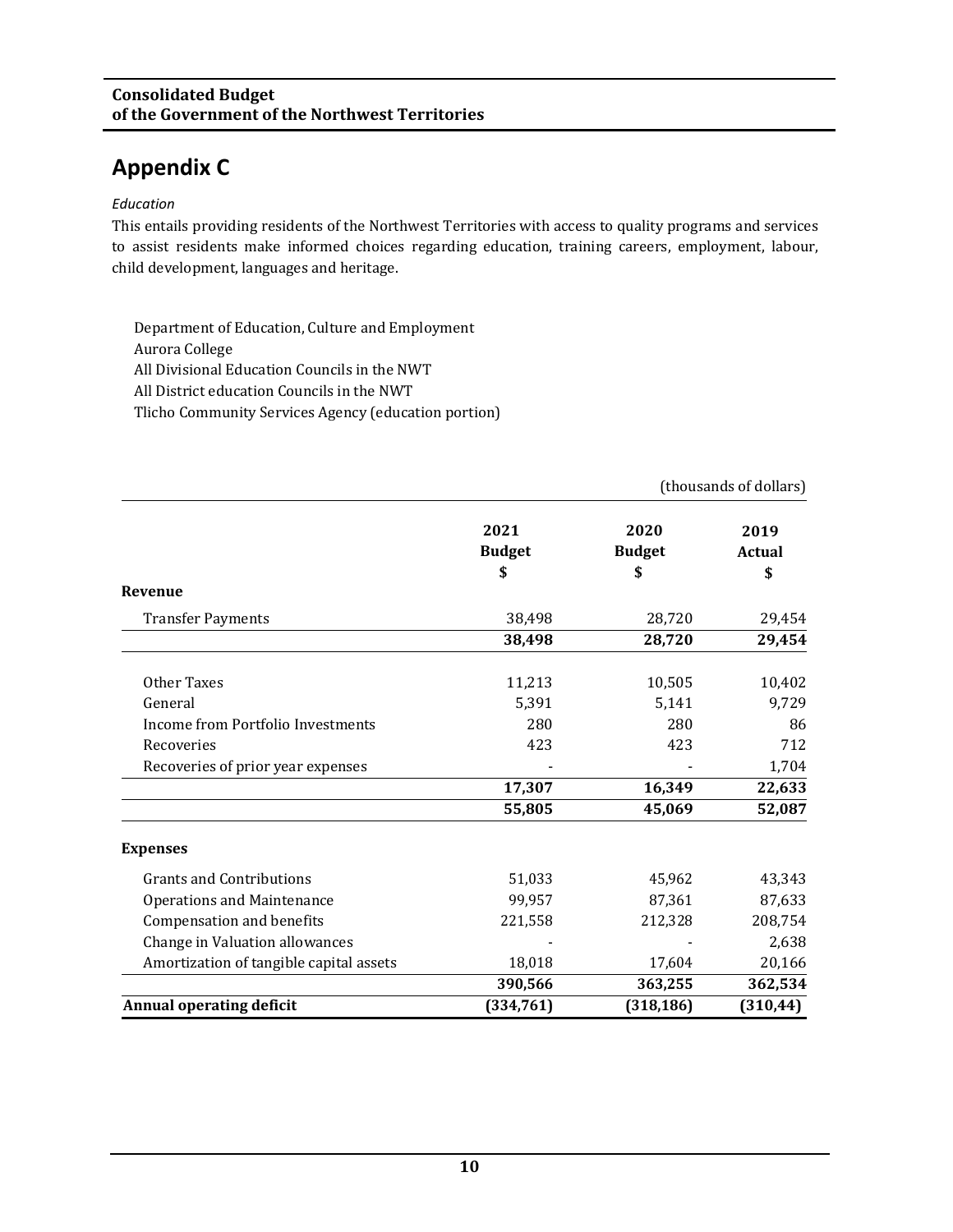**Consolidated Budget**
**of the Government of the Northwest Territories**

# Appendix C

*Education*

This entails providing residents of the Northwest Territories with access to quality programs and services to assist residents make informed choices regarding education, training careers, employment, labour, child development, languages and heritage.

Department of Education, Culture and Employment
Aurora College
All Divisional Education Councils in the NWT
All District education Councils in the NWT
Tlicho Community Services Agency (education portion)

(thousands of dollars)

| | 2021 Budget $ | 2020 Budget $ | 2019 Actual $ |
|---|---|---|---|
| **Revenue** | | | |
| Transfer Payments | 38,498 | 28,720 | 29,454 |
| | **38,498** | **28,720** | **29,454** |
| Other Taxes | 11,213 | 10,505 | 10,402 |
| General | 5,391 | 5,141 | 9,729 |
| Income from Portfolio Investments | 280 | 280 | 86 |
| Recoveries | 423 | 423 | 712 |
| Recoveries of prior year expenses | - | - | 1,704 |
| | **17,307** | **16,349** | **22,633** |
| | **55,805** | **45,069** | **52,087** |
| **Expenses** | | | |
| Grants and Contributions | 51,033 | 45,962 | 43,343 |
| Operations and Maintenance | 99,957 | 87,361 | 87,633 |
| Compensation and benefits | 221,558 | 212,328 | 208,754 |
| Change in Valuation allowances | - | - | 2,638 |
| Amortization of tangible capital assets | 18,018 | 17,604 | 20,166 |
| | **390,566** | **363,255** | **362,534** |
| **Annual operating deficit** | **(334,761)** | **(318,186)** | **(310,44)** |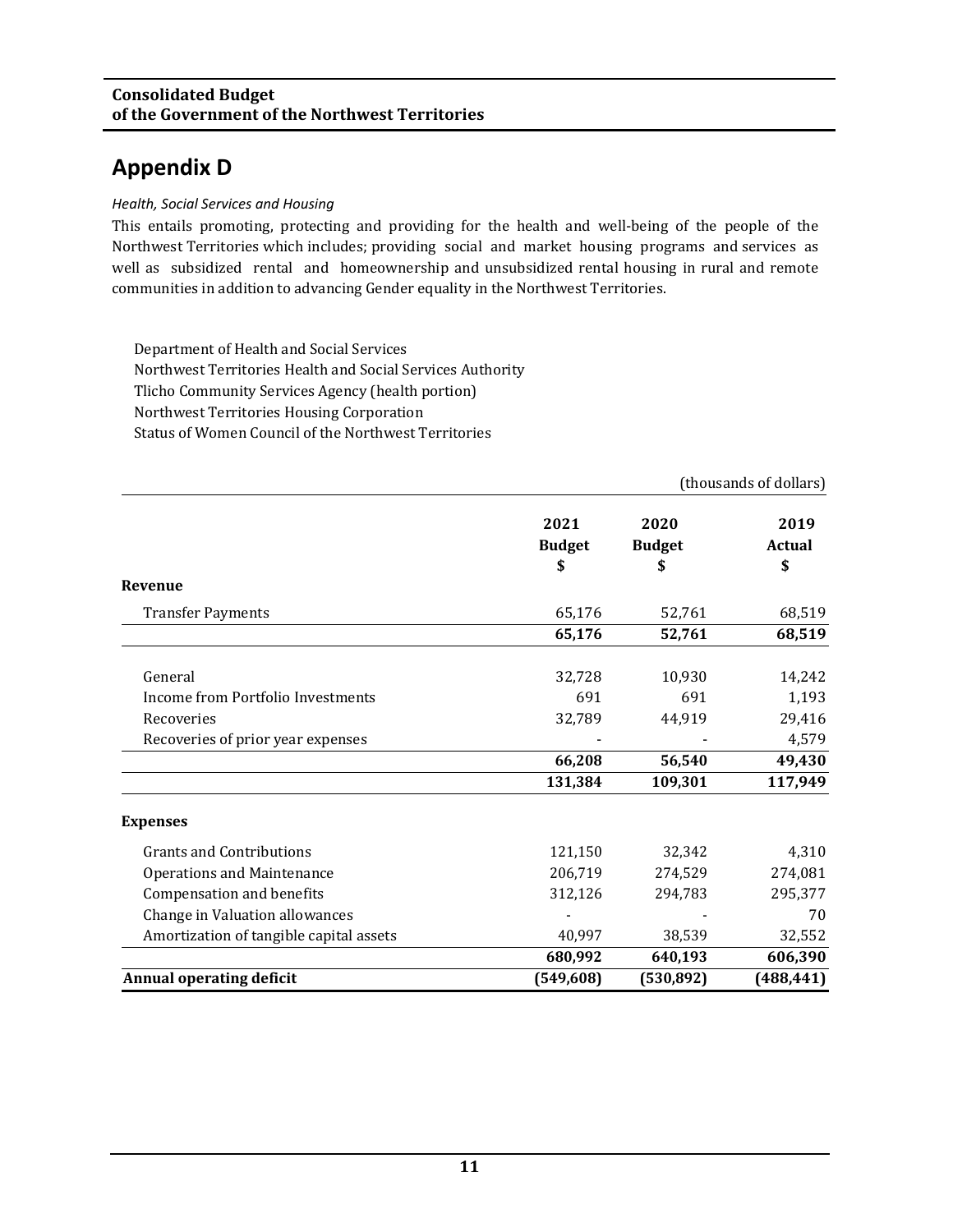**Consolidated Budget of the Government of the Northwest Territories**

# Appendix D

*Health, Social Services and Housing*

This entails promoting, protecting and providing for the health and well-being of the people of the Northwest Territories which includes; providing social and market housing programs and services as well as subsidized rental and homeownership and unsubsidized rental housing in rural and remote communities in addition to advancing Gender equality in the Northwest Territories.

Department of Health and Social Services
Northwest Territories Health and Social Services Authority
Tlicho Community Services Agency (health portion)
Northwest Territories Housing Corporation
Status of Women Council of the Northwest Territories

(thousands of dollars)

| | 2021 Budget $ | 2020 Budget $ | 2019 Actual $ |
|---|---|---|---|
| **Revenue** | | | |
| Transfer Payments | 65,176 | 52,761 | 68,519 |
| | **65,176** | **52,761** | **68,519** |
| General | 32,728 | 10,930 | 14,242 |
| Income from Portfolio Investments | 691 | 691 | 1,193 |
| Recoveries | 32,789 | 44,919 | 29,416 |
| Recoveries of prior year expenses | - | - | 4,579 |
| | **66,208** | **56,540** | **49,430** |
| | **131,384** | **109,301** | **117,949** |
| **Expenses** | | | |
| Grants and Contributions | 121,150 | 32,342 | 4,310 |
| Operations and Maintenance | 206,719 | 274,529 | 274,081 |
| Compensation and benefits | 312,126 | 294,783 | 295,377 |
| Change in Valuation allowances | - | - | 70 |
| Amortization of tangible capital assets | 40,997 | 38,539 | 32,552 |
| | **680,992** | **640,193** | **606,390** |
| **Annual operating deficit** | **(549,608)** | **(530,892)** | **(488,441)** |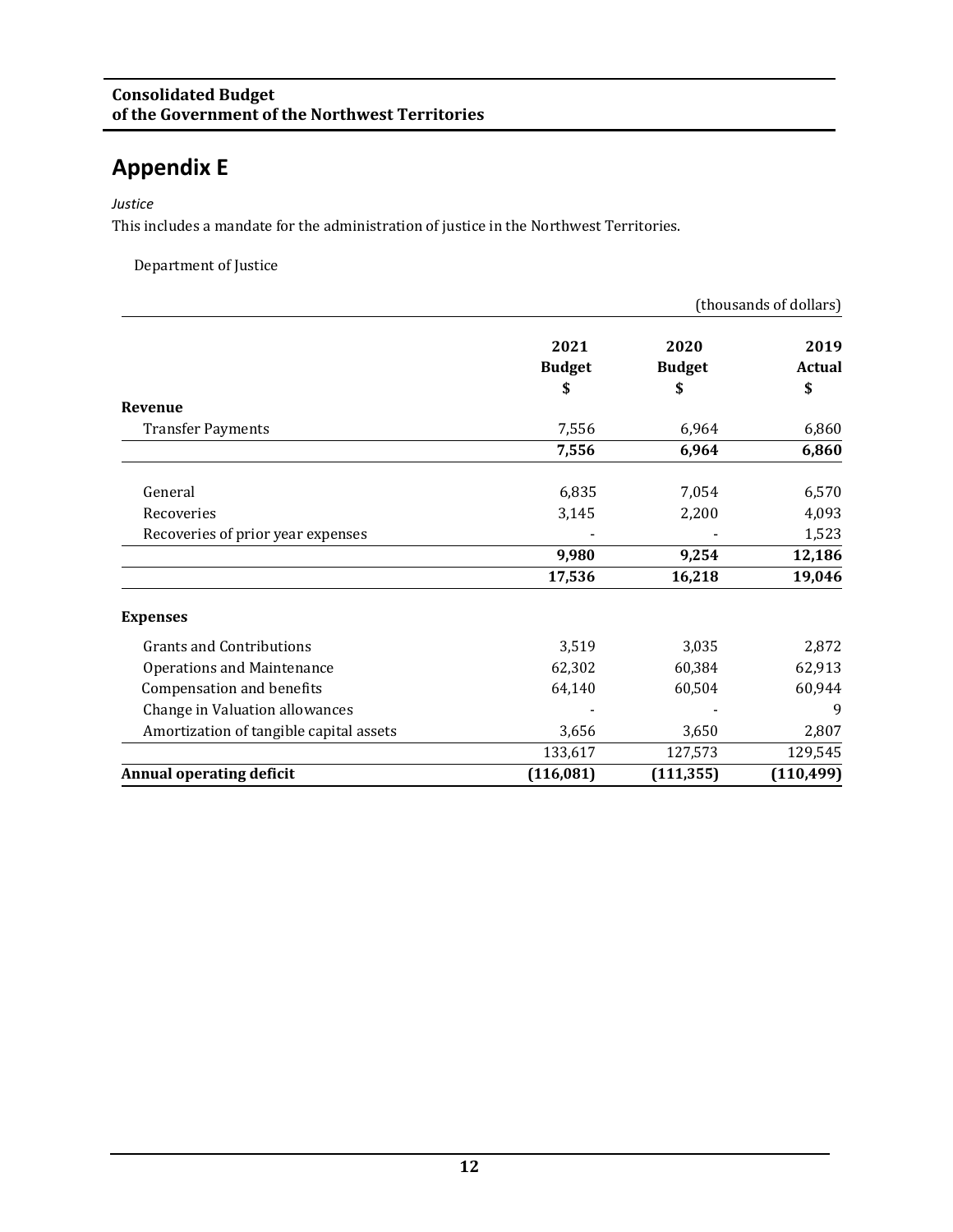**Consolidated Budget**
**of the Government of the Northwest Territories**

# Appendix E

*Justice*

This includes a mandate for the administration of justice in the Northwest Territories.

Department of Justice

(thousands of dollars)

| | 2021 Budget $ | 2020 Budget $ | 2019 Actual $ |
|---|---|---|---|
| **Revenue** | | | |
| Transfer Payments | 7,556 | 6,964 | 6,860 |
| | **7,556** | **6,964** | **6,860** |
| General | 6,835 | 7,054 | 6,570 |
| Recoveries | 3,145 | 2,200 | 4,093 |
| Recoveries of prior year expenses | - | - | 1,523 |
| | **9,980** | **9,254** | **12,186** |
| | **17,536** | **16,218** | **19,046** |
| **Expenses** | | | |
| Grants and Contributions | 3,519 | 3,035 | 2,872 |
| Operations and Maintenance | 62,302 | 60,384 | 62,913 |
| Compensation and benefits | 64,140 | 60,504 | 60,944 |
| Change in Valuation allowances | - | - | 9 |
| Amortization of tangible capital assets | 3,656 | 3,650 | 2,807 |
| | 133,617 | 127,573 | 129,545 |
| **Annual operating deficit** | **(116,081)** | **(111,355)** | **(110,499)** |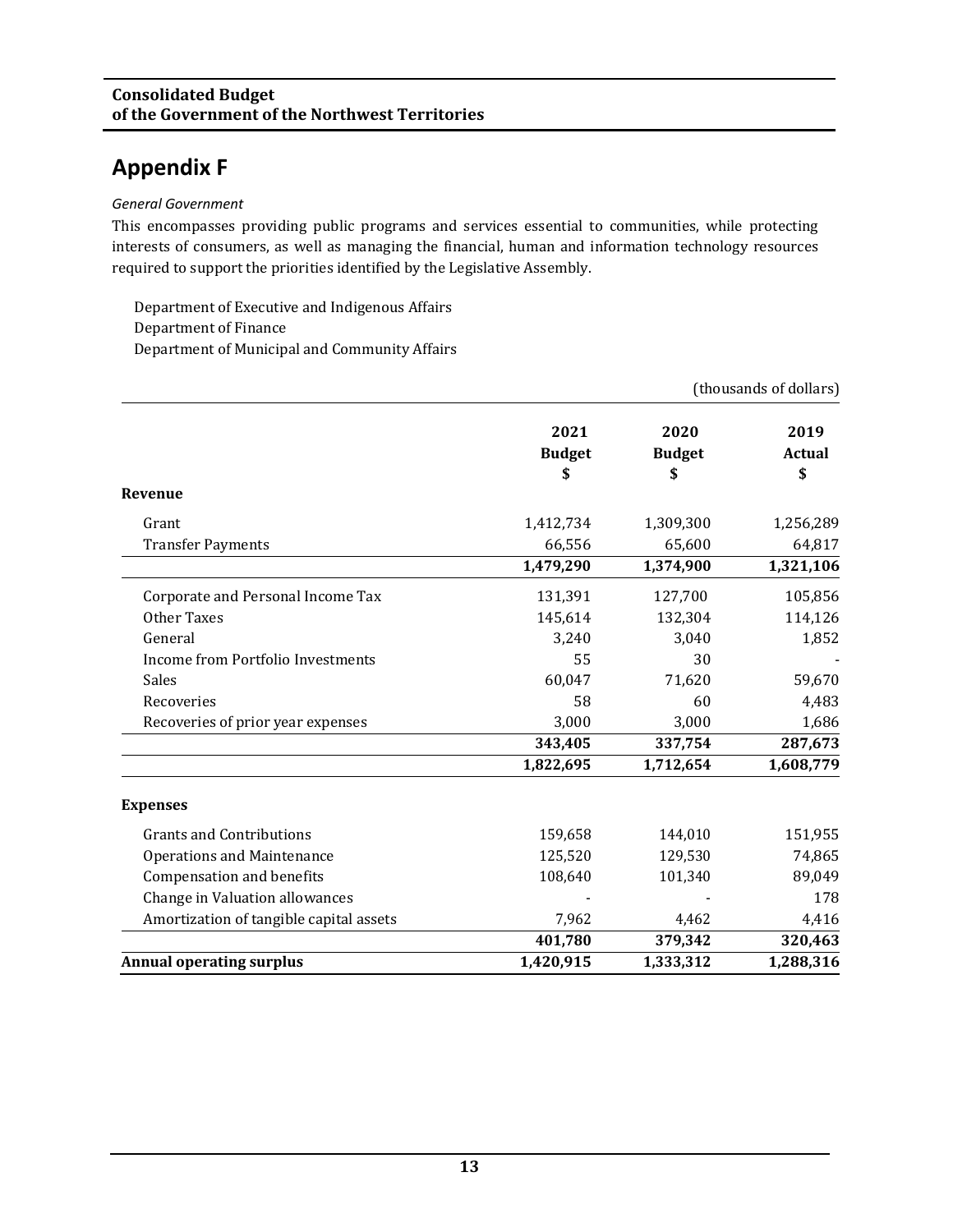**Consolidated Budget**
**of the Government of the Northwest Territories**

# Appendix F

*General Government*

This encompasses providing public programs and services essential to communities, while protecting interests of consumers, as well as managing the financial, human and information technology resources required to support the priorities identified by the Legislative Assembly.

Department of Executive and Indigenous Affairs
Department of Finance
Department of Municipal and Community Affairs

(thousands of dollars)

| | 2021 Budget $ | 2020 Budget $ | 2019 Actual $ |
|---|---|---|---|
| **Revenue** | | | |
| Grant | 1,412,734 | 1,309,300 | 1,256,289 |
| Transfer Payments | 66,556 | 65,600 | 64,817 |
| | **1,479,290** | **1,374,900** | **1,321,106** |
| Corporate and Personal Income Tax | 131,391 | 127,700 | 105,856 |
| Other Taxes | 145,614 | 132,304 | 114,126 |
| General | 3,240 | 3,040 | 1,852 |
| Income from Portfolio Investments | 55 | 30 | - |
| Sales | 60,047 | 71,620 | 59,670 |
| Recoveries | 58 | 60 | 4,483 |
| Recoveries of prior year expenses | 3,000 | 3,000 | 1,686 |
| | **343,405** | **337,754** | **287,673** |
| | **1,822,695** | **1,712,654** | **1,608,779** |
| **Expenses** | | | |
| Grants and Contributions | 159,658 | 144,010 | 151,955 |
| Operations and Maintenance | 125,520 | 129,530 | 74,865 |
| Compensation and benefits | 108,640 | 101,340 | 89,049 |
| Change in Valuation allowances | - | - | 178 |
| Amortization of tangible capital assets | 7,962 | 4,462 | 4,416 |
| | **401,780** | **379,342** | **320,463** |
| **Annual operating surplus** | **1,420,915** | **1,333,312** | **1,288,316** |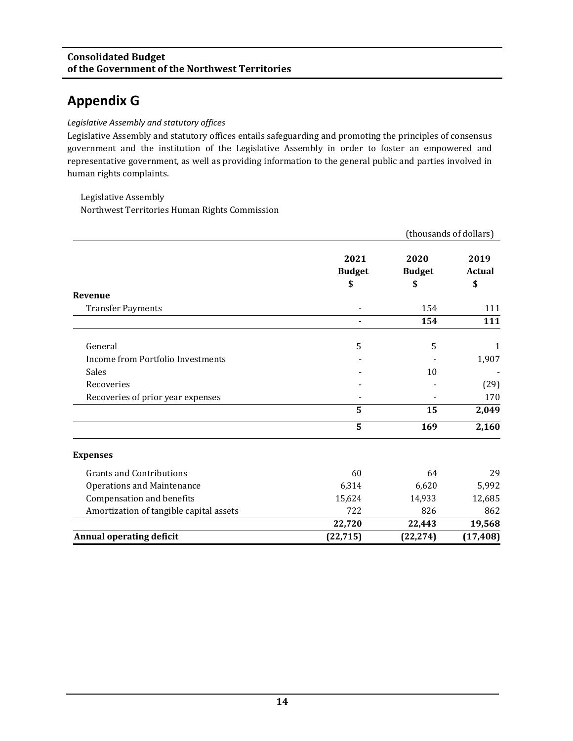# Appendix G

*Legislative Assembly and statutory offices*

Legislative Assembly and statutory offices entails safeguarding and promoting the principles of consensus government and the institution of the Legislative Assembly in order to foster an empowered and representative government, as well as providing information to the general public and parties involved in human rights complaints.

Legislative Assembly
Northwest Territories Human Rights Commission

(thousands of dollars)

| | 2021 Budget $ | 2020 Budget $ | 2019 Actual $ |
|---|---|---|---|
| **Revenue** | | | |
| Transfer Payments | - | 154 | 111 |
| | **-** | **154** | **111** |
| General | 5 | 5 | 1 |
| Income from Portfolio Investments | - | - | 1,907 |
| Sales | - | 10 | - |
| Recoveries | - | - | (29) |
| Recoveries of prior year expenses | - | - | 170 |
| | **5** | **15** | **2,049** |
| | **5** | **169** | **2,160** |
| **Expenses** | | | |
| Grants and Contributions | 60 | 64 | 29 |
| Operations and Maintenance | 6,314 | 6,620 | 5,992 |
| Compensation and benefits | 15,624 | 14,933 | 12,685 |
| Amortization of tangible capital assets | 722 | 826 | 862 |
| | **22,720** | **22,443** | **19,568** |
| **Annual operating deficit** | **(22,715)** | **(22,274)** | **(17,408)** |